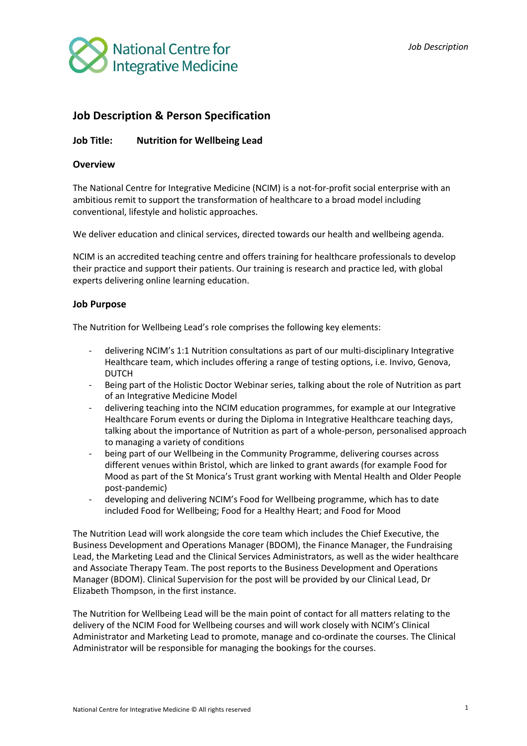# Job Description & Person Specification

**Job Title: Nutrition for Wellbeing Lead**

### Overview

The National Centre for Integrative Medicine (NCIM) is a not-for-profit social enterprise with an ambitious remit to support the transformation of healthcare to a broad model including conventional, lifestyle and holistic approaches.

We deliver education and clinical services, directed towards our health and wellbeing agenda.

NCIM is an accredited teaching centre and offers training for healthcare professionals to develop their practice and support their patients. Our training is research and practice led, with global experts delivering online learning education.

### Job Purpose

The Nutrition for Wellbeing Lead's role comprises the following key elements:

- delivering NCIM's 1:1 Nutrition consultations as part of our multi-disciplinary Integrative Healthcare team, which includes offering a range of testing options, i.e. Invivo, Genova, DUTCH
- Being part of the Holistic Doctor Webinar series, talking about the role of Nutrition as part of an Integrative Medicine Model
- delivering teaching into the NCIM education programmes, for example at our Integrative Healthcare Forum events or during the Diploma in Integrative Healthcare teaching days, talking about the importance of Nutrition as part of a whole-person, personalised approach to managing a variety of conditions
- being part of our Wellbeing in the Community Programme, delivering courses across different venues within Bristol, which are linked to grant awards (for example Food for Mood as part of the St Monica's Trust grant working with Mental Health and Older People post-pandemic)
- developing and delivering NCIM's Food for Wellbeing programme, which has to date included Food for Wellbeing; Food for a Healthy Heart; and Food for Mood

The Nutrition Lead will work alongside the core team which includes the Chief Executive, the Business Development and Operations Manager (BDOM), the Finance Manager, the Fundraising Lead, the Marketing Lead and the Clinical Services Administrators, as well as the wider healthcare and Associate Therapy Team. The post reports to the Business Development and Operations Manager (BDOM). Clinical Supervision for the post will be provided by our Clinical Lead, Dr Elizabeth Thompson, in the first instance.

The Nutrition for Wellbeing Lead will be the main point of contact for all matters relating to the delivery of the NCIM Food for Wellbeing courses and will work closely with NCIM's Clinical Administrator and Marketing Lead to promote, manage and co-ordinate the courses. The Clinical Administrator will be responsible for managing the bookings for the courses.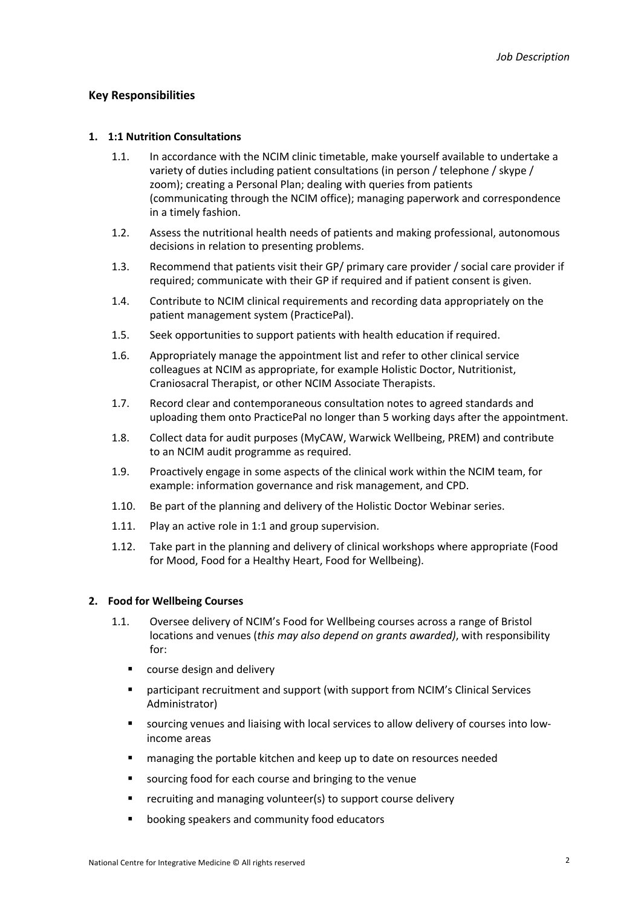## Key Responsibilities

### 1. 1:1 Nutrition Consultations

1.1. In accordance with the NCIM clinic timetable, make yourself available to undertake a variety of duties including patient consultations (in person / telephone / skype / zoom); creating a Personal Plan; dealing with queries from patients (communicating through the NCIM office); managing paperwork and correspondence in a timely fashion.

1.2. Assess the nutritional health needs of patients and making professional, autonomous decisions in relation to presenting problems.

1.3. Recommend that patients visit their GP/ primary care provider / social care provider if required; communicate with their GP if required and if patient consent is given.

1.4. Contribute to NCIM clinical requirements and recording data appropriately on the patient management system (PracticePal).

1.5. Seek opportunities to support patients with health education if required.

1.6. Appropriately manage the appointment list and refer to other clinical service colleagues at NCIM as appropriate, for example Holistic Doctor, Nutritionist, Craniosacral Therapist, or other NCIM Associate Therapists.

1.7. Record clear and contemporaneous consultation notes to agreed standards and uploading them onto PracticePal no longer than 5 working days after the appointment.

1.8. Collect data for audit purposes (MyCAW, Warwick Wellbeing, PREM) and contribute to an NCIM audit programme as required.

1.9. Proactively engage in some aspects of the clinical work within the NCIM team, for example: information governance and risk management, and CPD.

1.10. Be part of the planning and delivery of the Holistic Doctor Webinar series.

1.11. Play an active role in 1:1 and group supervision.

1.12. Take part in the planning and delivery of clinical workshops where appropriate (Food for Mood, Food for a Healthy Heart, Food for Wellbeing).

### 2. Food for Wellbeing Courses

1.1. Oversee delivery of NCIM's Food for Wellbeing courses across a range of Bristol locations and venues (*this may also depend on grants awarded)*, with responsibility for:

- course design and delivery
- participant recruitment and support (with support from NCIM's Clinical Services Administrator)
- sourcing venues and liaising with local services to allow delivery of courses into low-income areas
- managing the portable kitchen and keep up to date on resources needed
- sourcing food for each course and bringing to the venue
- recruiting and managing volunteer(s) to support course delivery
- booking speakers and community food educators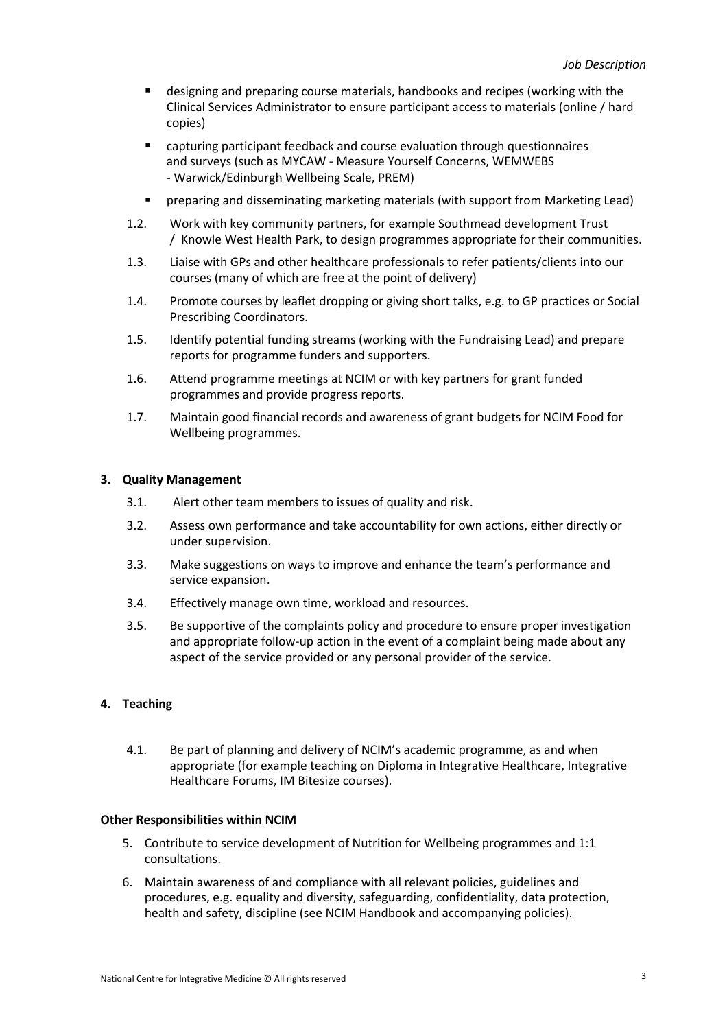- designing and preparing course materials, handbooks and recipes (working with the Clinical Services Administrator to ensure participant access to materials (online / hard copies)
- capturing participant feedback and course evaluation through questionnaires and surveys (such as MYCAW - Measure Yourself Concerns, WEMWEBS - Warwick/Edinburgh Wellbeing Scale, PREM)
- preparing and disseminating marketing materials (with support from Marketing Lead)

1.2. Work with key community partners, for example Southmead development Trust / Knowle West Health Park, to design programmes appropriate for their communities.

1.3. Liaise with GPs and other healthcare professionals to refer patients/clients into our courses (many of which are free at the point of delivery)

1.4. Promote courses by leaflet dropping or giving short talks, e.g. to GP practices or Social Prescribing Coordinators.

1.5. Identify potential funding streams (working with the Fundraising Lead) and prepare reports for programme funders and supporters.

1.6. Attend programme meetings at NCIM or with key partners for grant funded programmes and provide progress reports.

1.7. Maintain good financial records and awareness of grant budgets for NCIM Food for Wellbeing programmes.

### 3. Quality Management

3.1. Alert other team members to issues of quality and risk.

3.2. Assess own performance and take accountability for own actions, either directly or under supervision.

3.3. Make suggestions on ways to improve and enhance the team's performance and service expansion.

3.4. Effectively manage own time, workload and resources.

3.5. Be supportive of the complaints policy and procedure to ensure proper investigation and appropriate follow-up action in the event of a complaint being made about any aspect of the service provided or any personal provider of the service.

### 4. Teaching

4.1. Be part of planning and delivery of NCIM's academic programme, as and when appropriate (for example teaching on Diploma in Integrative Healthcare, Integrative Healthcare Forums, IM Bitesize courses).

### Other Responsibilities within NCIM

5. Contribute to service development of Nutrition for Wellbeing programmes and 1:1 consultations.
6. Maintain awareness of and compliance with all relevant policies, guidelines and procedures, e.g. equality and diversity, safeguarding, confidentiality, data protection, health and safety, discipline (see NCIM Handbook and accompanying policies).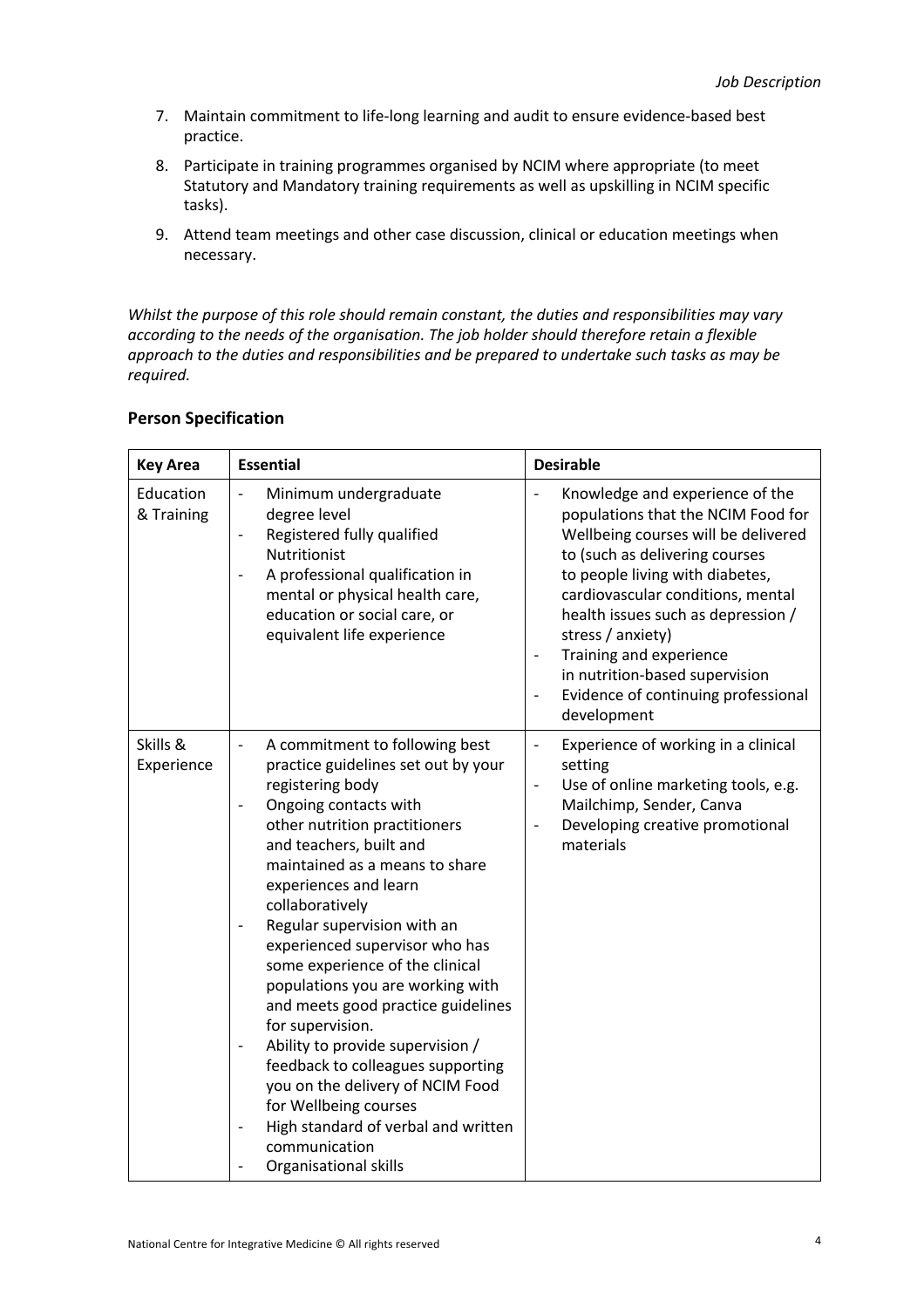7. Maintain commitment to life-long learning and audit to ensure evidence-based best practice.
8. Participate in training programmes organised by NCIM where appropriate (to meet Statutory and Mandatory training requirements as well as upskilling in NCIM specific tasks).
9. Attend team meetings and other case discussion, clinical or education meetings when necessary.

*Whilst the purpose of this role should remain constant, the duties and responsibilities may vary according to the needs of the organisation. The job holder should therefore retain a flexible approach to the duties and responsibilities and be prepared to undertake such tasks as may be required.*

### Person Specification

| Key Area | Essential | Desirable |
|---|---|---|
| Education & Training | - Minimum undergraduate degree level<br>- Registered fully qualified Nutritionist<br>- A professional qualification in mental or physical health care, education or social care, or equivalent life experience | - Knowledge and experience of the populations that the NCIM Food for Wellbeing courses will be delivered to (such as delivering courses to people living with diabetes, cardiovascular conditions, mental health issues such as depression / stress / anxiety)<br>- Training and experience in nutrition-based supervision<br>- Evidence of continuing professional development |
| Skills & Experience | - A commitment to following best practice guidelines set out by your registering body<br>- Ongoing contacts with other nutrition practitioners and teachers, built and maintained as a means to share experiences and learn collaboratively<br>- Regular supervision with an experienced supervisor who has some experience of the clinical populations you are working with and meets good practice guidelines for supervision.<br>- Ability to provide supervision / feedback to colleagues supporting you on the delivery of NCIM Food for Wellbeing courses<br>- High standard of verbal and written communication<br>- Organisational skills | - Experience of working in a clinical setting<br>- Use of online marketing tools, e.g. Mailchimp, Sender, Canva<br>- Developing creative promotional materials |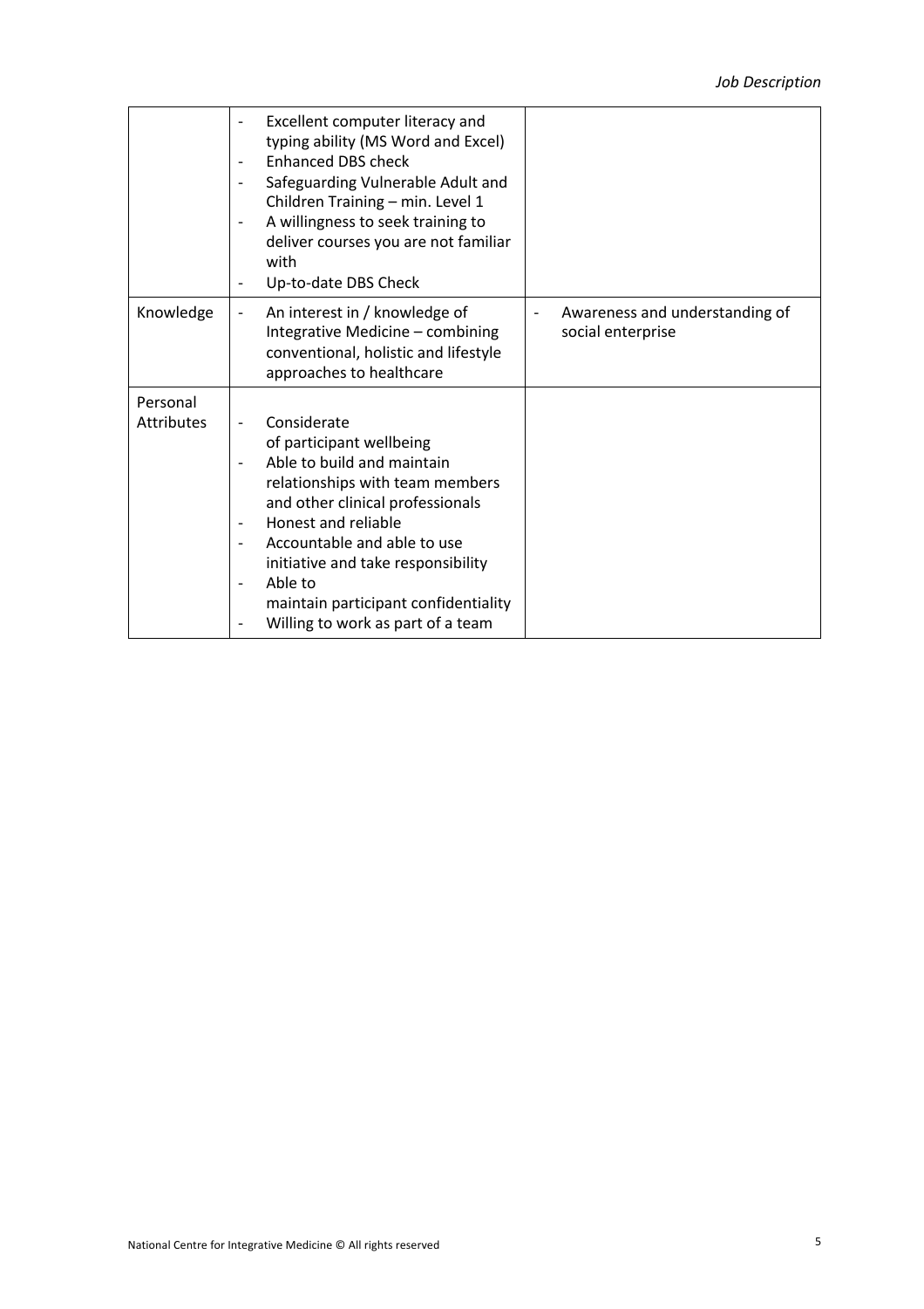| | | |
|---|---|---|
| | - Excellent computer literacy and typing ability (MS Word and Excel)<br>- Enhanced DBS check<br>- Safeguarding Vulnerable Adult and Children Training – min. Level 1<br>- A willingness to seek training to deliver courses you are not familiar with<br>- Up-to-date DBS Check | |
| Knowledge | - An interest in / knowledge of Integrative Medicine – combining conventional, holistic and lifestyle approaches to healthcare | - Awareness and understanding of social enterprise |
| Personal Attributes | - Considerate of participant wellbeing<br>- Able to build and maintain relationships with team members and other clinical professionals<br>- Honest and reliable<br>- Accountable and able to use initiative and take responsibility<br>- Able to maintain participant confidentiality<br>- Willing to work as part of a team | |